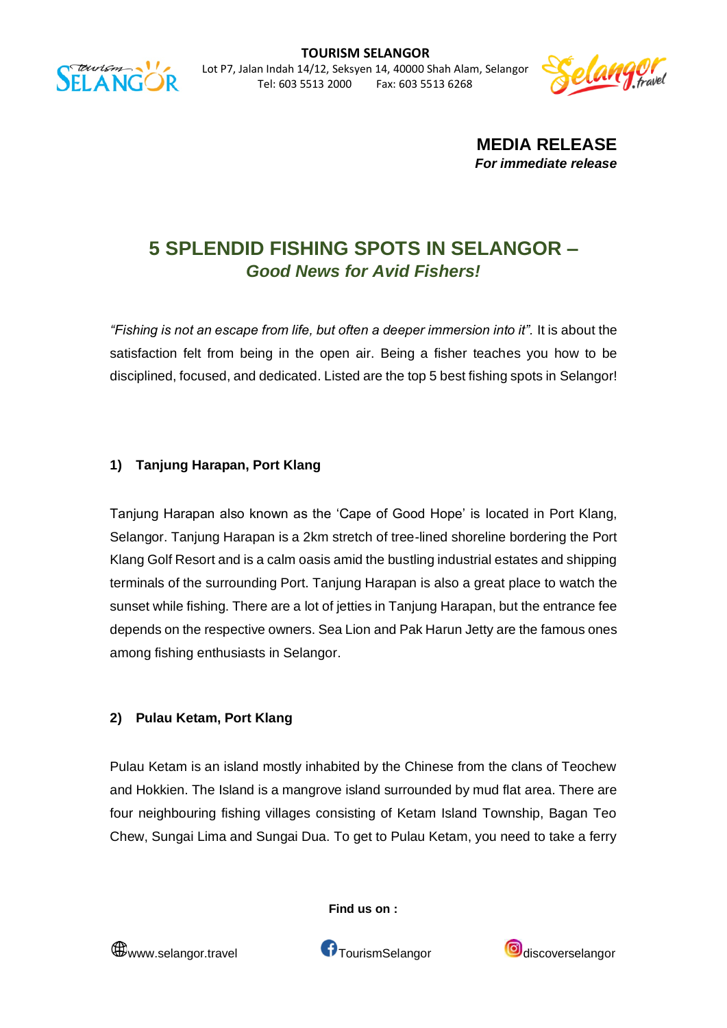**TOURISM SELANGOR**
Lot P7, Jalan Indah 14/12, Seksyen 14, 40000 Shah Alam, Selangor
Tel: 603 5513 2000 Fax: 603 5513 6268

**MEDIA RELEASE**
***For immediate release***

# 5 SPLENDID FISHING SPOTS IN SELANGOR – *Good News for Avid Fishers!*

*"Fishing is not an escape from life, but often a deeper immersion into it".* It is about the satisfaction felt from being in the open air. Being a fisher teaches you how to be disciplined, focused, and dedicated. Listed are the top 5 best fishing spots in Selangor!

### 1) Tanjung Harapan, Port Klang

Tanjung Harapan also known as the 'Cape of Good Hope' is located in Port Klang, Selangor. Tanjung Harapan is a 2km stretch of tree-lined shoreline bordering the Port Klang Golf Resort and is a calm oasis amid the bustling industrial estates and shipping terminals of the surrounding Port. Tanjung Harapan is also a great place to watch the sunset while fishing. There are a lot of jetties in Tanjung Harapan, but the entrance fee depends on the respective owners. Sea Lion and Pak Harun Jetty are the famous ones among fishing enthusiasts in Selangor.

### 2) Pulau Ketam, Port Klang

Pulau Ketam is an island mostly inhabited by the Chinese from the clans of Teochew and Hokkien. The Island is a mangrove island surrounded by mud flat area. There are four neighbouring fishing villages consisting of Ketam Island Township, Bagan Teo Chew, Sungai Lima and Sungai Dua. To get to Pulau Ketam, you need to take a ferry

**Find us on :**

www.selangor.travel TourismSelangor discoverselangor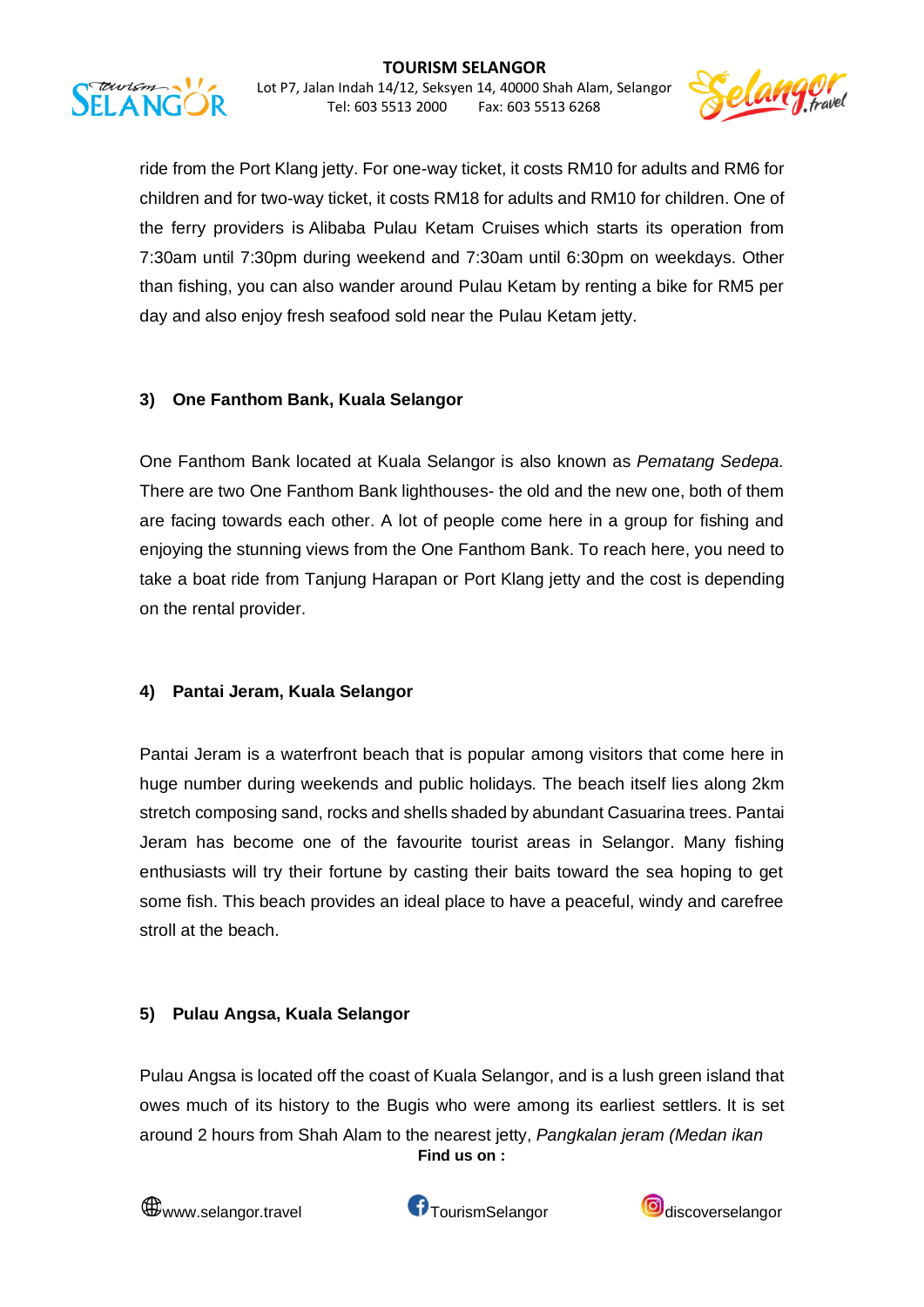ride from the Port Klang jetty. For one-way ticket, it costs RM10 for adults and RM6 for children and for two-way ticket, it costs RM18 for adults and RM10 for children. One of the ferry providers is Alibaba Pulau Ketam Cruises which starts its operation from 7:30am until 7:30pm during weekend and 7:30am until 6:30pm on weekdays. Other than fishing, you can also wander around Pulau Ketam by renting a bike for RM5 per day and also enjoy fresh seafood sold near the Pulau Ketam jetty.

**3) One Fanthom Bank, Kuala Selangor**

One Fanthom Bank located at Kuala Selangor is also known as *Pematang Sedepa.* There are two One Fanthom Bank lighthouses- the old and the new one, both of them are facing towards each other. A lot of people come here in a group for fishing and enjoying the stunning views from the One Fanthom Bank. To reach here, you need to take a boat ride from Tanjung Harapan or Port Klang jetty and the cost is depending on the rental provider.

**4) Pantai Jeram, Kuala Selangor**

Pantai Jeram is a waterfront beach that is popular among visitors that come here in huge number during weekends and public holidays. The beach itself lies along 2km stretch composing sand, rocks and shells shaded by abundant Casuarina trees. Pantai Jeram has become one of the favourite tourist areas in Selangor. Many fishing enthusiasts will try their fortune by casting their baits toward the sea hoping to get some fish. This beach provides an ideal place to have a peaceful, windy and carefree stroll at the beach.

**5) Pulau Angsa, Kuala Selangor**

Pulau Angsa is located off the coast of Kuala Selangor, and is a lush green island that owes much of its history to the Bugis who were among its earliest settlers. It is set around 2 hours from Shah Alam to the nearest jetty, *Pangkalan jeram (Medan ikan*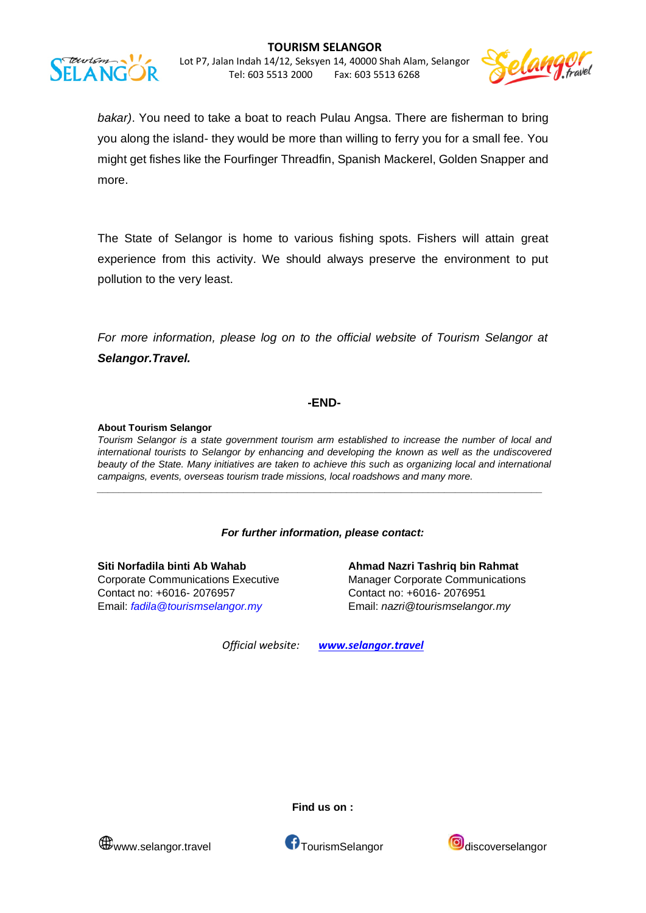*bakar)*. You need to take a boat to reach Pulau Angsa. There are fisherman to bring you along the island- they would be more than willing to ferry you for a small fee. You might get fishes like the Fourfinger Threadfin, Spanish Mackerel, Golden Snapper and more.

The State of Selangor is home to various fishing spots. Fishers will attain great experience from this activity. We should always preserve the environment to put pollution to the very least.

*For more information, please log on to the official website of Tourism Selangor at* ***Selangor.Travel.***

**-END-**

**About Tourism Selangor**

*Tourism Selangor is a state government tourism arm established to increase the number of local and international tourists to Selangor by enhancing and developing the known as well as the undiscovered beauty of the State. Many initiatives are taken to achieve this such as organizing local and international campaigns, events, overseas tourism trade missions, local roadshows and many more.*

---

***For further information, please contact:***

**Siti Norfadila binti Ab Wahab**
Corporate Communications Executive
Contact no: +6016- 2076957
Email: *fadila@tourismselangor.my*

**Ahmad Nazri Tashriq bin Rahmat**
Manager Corporate Communications
Contact no: +6016- 2076951
Email: *nazri@tourismselangor.my*

*Official website:* ***www.selangor.travel***

**Find us on :**

www.selangor.travel TourismSelangor discoverselangor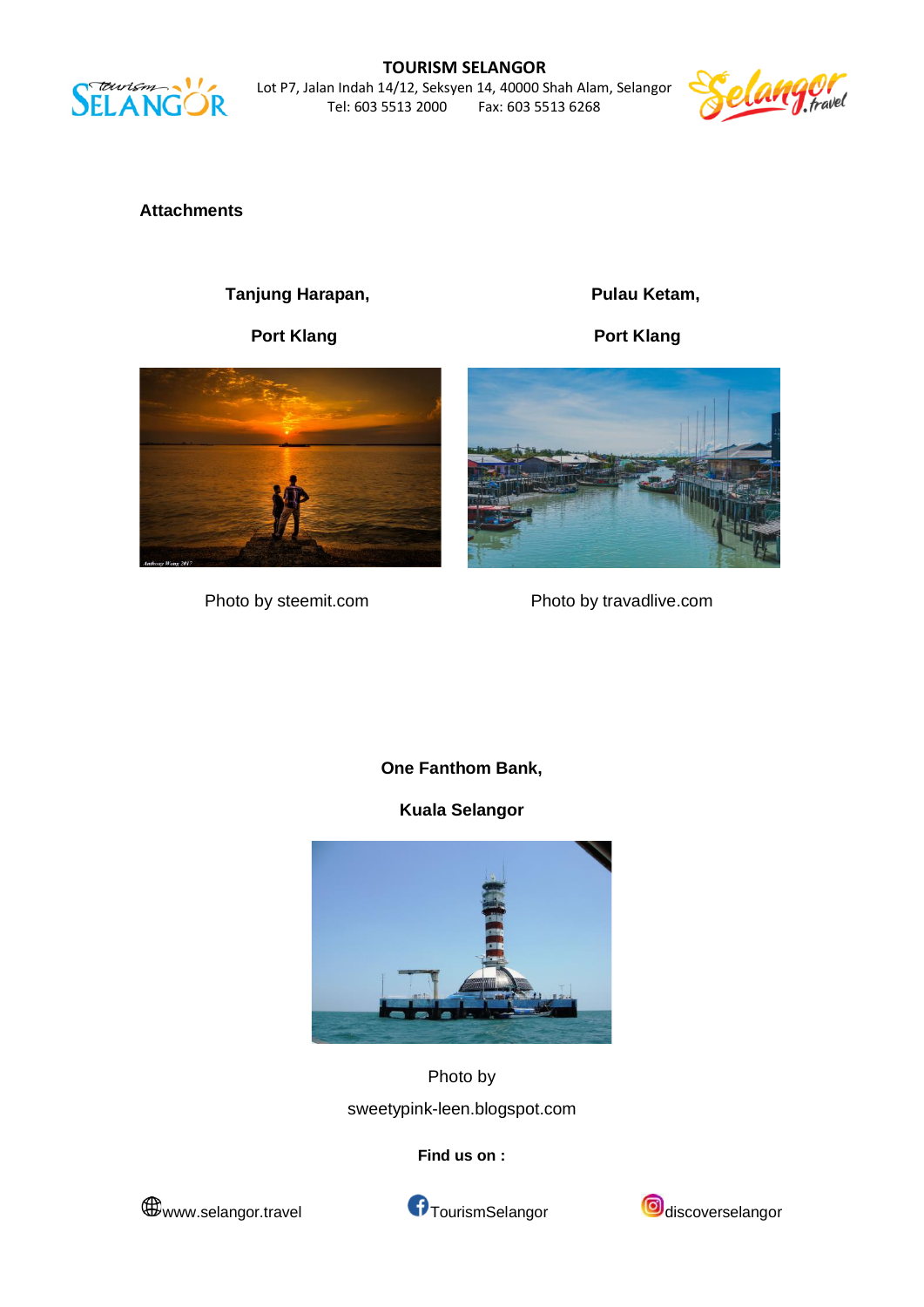**Attachments**

**Tanjung Harapan,**

**Port Klang**

Photo by steemit.com

**Pulau Ketam,**

**Port Klang**

Photo by travadlive.com

**One Fanthom Bank,**

**Kuala Selangor**

Photo by sweetypink-leen.blogspot.com

**Find us on :**

www.selangor.travel TourismSelangor discoverselangor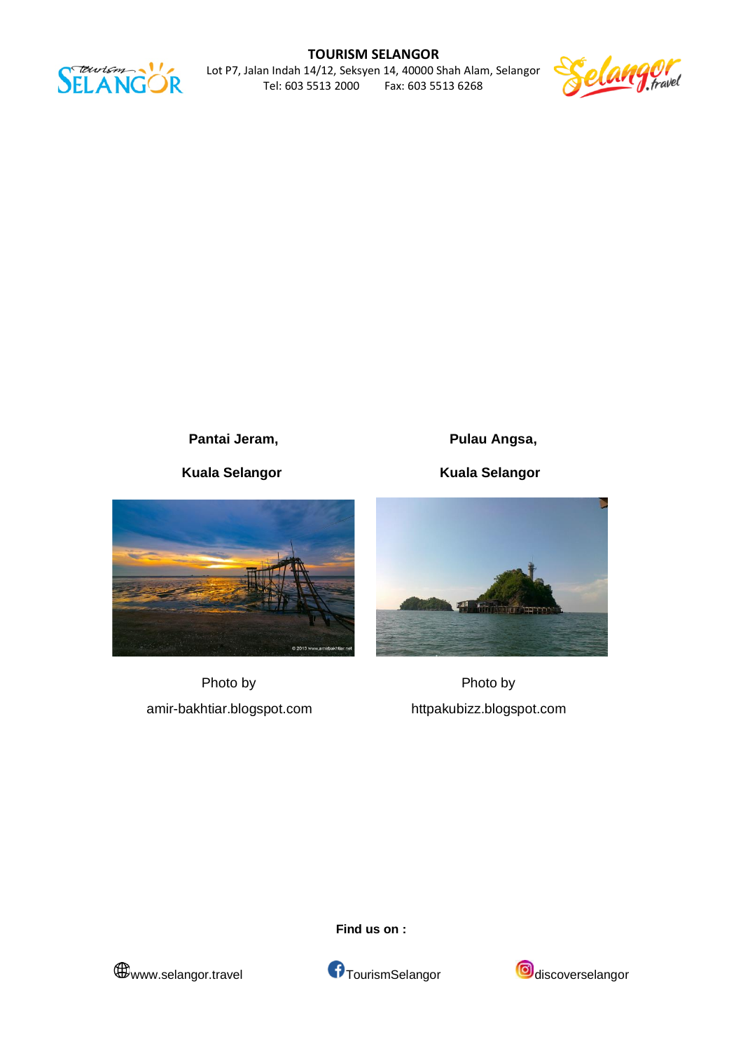**TOURISM SELANGOR**

Lot P7, Jalan Indah 14/12, Seksyen 14, 40000 Shah Alam, Selangor

Tel: 603 5513 2000 Fax: 603 5513 6268

**Pantai Jeram,**

**Kuala Selangor**

Photo by

amir-bakhtiar.blogspot.com

**Pulau Angsa,**

**Kuala Selangor**

Photo by

httpakubizz.blogspot.com

**Find us on :**

www.selangor.travel

TourismSelangor

discoverselangor